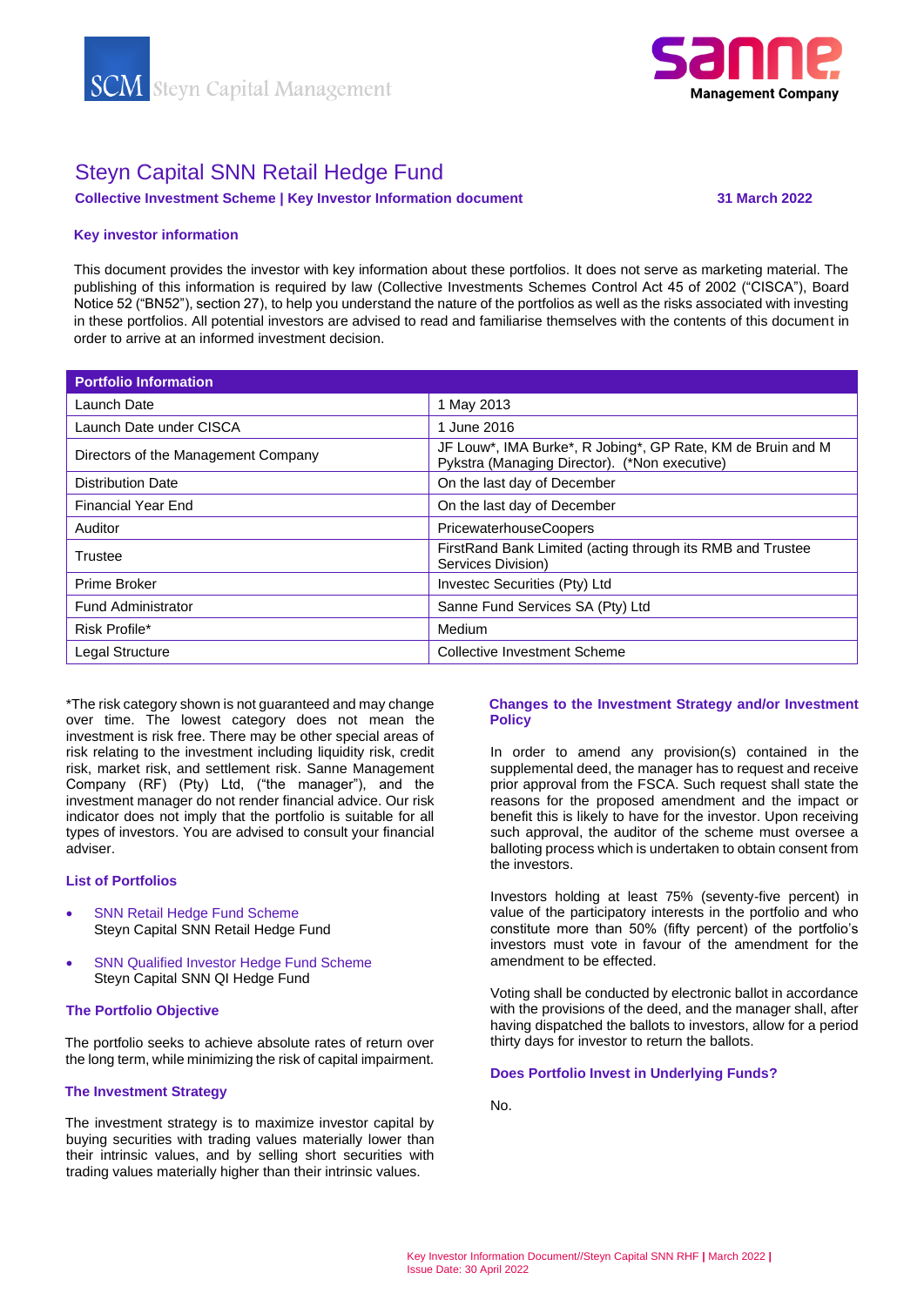# Steyn Capital SNN Retail Hedge Fund

**Collective Investment Scheme | Key Investor Information document** **31 March 2022**

## Key investor information

This document provides the investor with key information about these portfolios. It does not serve as marketing material. The publishing of this information is required by law (Collective Investments Schemes Control Act 45 of 2002 ("CISCA"), Board Notice 52 ("BN52"), section 27), to help you understand the nature of the portfolios as well as the risks associated with investing in these portfolios. All potential investors are advised to read and familiarise themselves with the contents of this document in order to arrive at an informed investment decision.

| Portfolio Information | |
|---|---|
| Launch Date | 1 May 2013 |
| Launch Date under CISCA | 1 June 2016 |
| Directors of the Management Company | JF Louw*, IMA Burke*, R Jobing*, GP Rate, KM de Bruin and M Pykstra (Managing Director). (*Non executive) |
| Distribution Date | On the last day of December |
| Financial Year End | On the last day of December |
| Auditor | PricewaterhouseCoopers |
| Trustee | FirstRand Bank Limited (acting through its RMB and Trustee Services Division) |
| Prime Broker | Investec Securities (Pty) Ltd |
| Fund Administrator | Sanne Fund Services SA (Pty) Ltd |
| Risk Profile* | Medium |
| Legal Structure | Collective Investment Scheme |

*The risk category shown is not guaranteed and may change over time. The lowest category does not mean the investment is risk free. There may be other special areas of risk relating to the investment including liquidity risk, credit risk, market risk, and settlement risk. Sanne Management Company (RF) (Pty) Ltd, ("the manager"), and the investment manager do not render financial advice. Our risk indicator does not imply that the portfolio is suitable for all types of investors. You are advised to consult your financial adviser.

### List of Portfolios

- SNN Retail Hedge Fund Scheme
  Steyn Capital SNN Retail Hedge Fund
- SNN Qualified Investor Hedge Fund Scheme
  Steyn Capital SNN QI Hedge Fund

### The Portfolio Objective

The portfolio seeks to achieve absolute rates of return over the long term, while minimizing the risk of capital impairment.

### The Investment Strategy

The investment strategy is to maximize investor capital by buying securities with trading values materially lower than their intrinsic values, and by selling short securities with trading values materially higher than their intrinsic values.

### Changes to the Investment Strategy and/or Investment Policy

In order to amend any provision(s) contained in the supplemental deed, the manager has to request and receive prior approval from the FSCA. Such request shall state the reasons for the proposed amendment and the impact or benefit this is likely to have for the investor. Upon receiving such approval, the auditor of the scheme must oversee a balloting process which is undertaken to obtain consent from the investors.

Investors holding at least 75% (seventy-five percent) in value of the participatory interests in the portfolio and who constitute more than 50% (fifty percent) of the portfolio's investors must vote in favour of the amendment for the amendment to be effected.

Voting shall be conducted by electronic ballot in accordance with the provisions of the deed, and the manager shall, after having dispatched the ballots to investors, allow for a period thirty days for investor to return the ballots.

### Does Portfolio Invest in Underlying Funds?

No.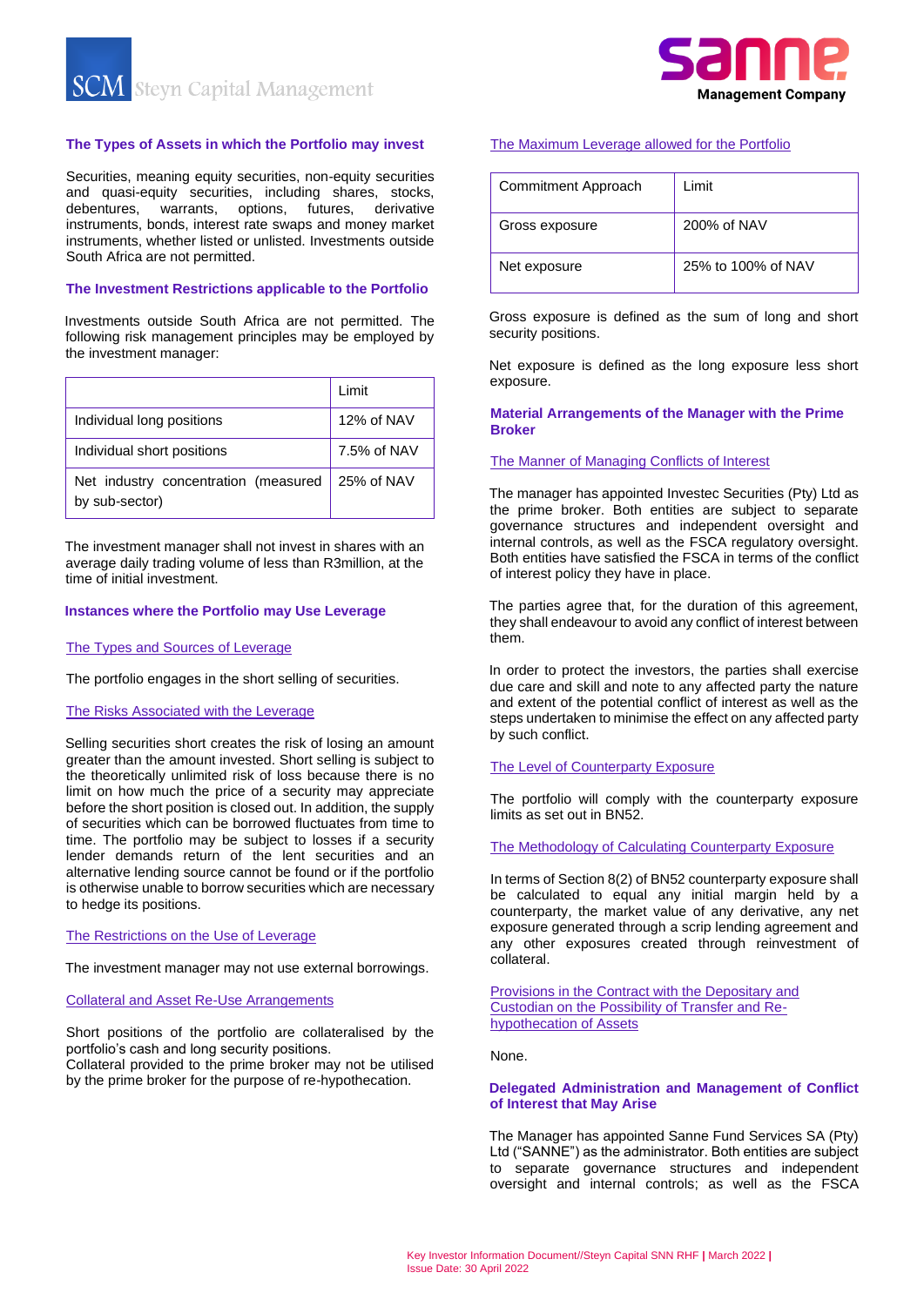### The Types of Assets in which the Portfolio may invest

Securities, meaning equity securities, non-equity securities and quasi-equity securities, including shares, stocks, debentures, warrants, options, futures, derivative instruments, bonds, interest rate swaps and money market instruments, whether listed or unlisted. Investments outside South Africa are not permitted.

### The Investment Restrictions applicable to the Portfolio

Investments outside South Africa are not permitted. The following risk management principles may be employed by the investment manager:

| | Limit |
|---|---|
| Individual long positions | 12% of NAV |
| Individual short positions | 7.5% of NAV |
| Net industry concentration (measured by sub-sector) | 25% of NAV |

The investment manager shall not invest in shares with an average daily trading volume of less than R3million, at the time of initial investment.

### Instances where the Portfolio may Use Leverage

#### The Types and Sources of Leverage

The portfolio engages in the short selling of securities.

#### The Risks Associated with the Leverage

Selling securities short creates the risk of losing an amount greater than the amount invested. Short selling is subject to the theoretically unlimited risk of loss because there is no limit on how much the price of a security may appreciate before the short position is closed out. In addition, the supply of securities which can be borrowed fluctuates from time to time. The portfolio may be subject to losses if a security lender demands return of the lent securities and an alternative lending source cannot be found or if the portfolio is otherwise unable to borrow securities which are necessary to hedge its positions.

#### The Restrictions on the Use of Leverage

The investment manager may not use external borrowings.

#### Collateral and Asset Re-Use Arrangements

Short positions of the portfolio are collateralised by the portfolio's cash and long security positions.
Collateral provided to the prime broker may not be utilised by the prime broker for the purpose of re-hypothecation.

#### The Maximum Leverage allowed for the Portfolio

| Commitment Approach | Limit |
|---|---|
| Gross exposure | 200% of NAV |
| Net exposure | 25% to 100% of NAV |

Gross exposure is defined as the sum of long and short security positions.

Net exposure is defined as the long exposure less short exposure.

### Material Arrangements of the Manager with the Prime Broker

#### The Manner of Managing Conflicts of Interest

The manager has appointed Investec Securities (Pty) Ltd as the prime broker. Both entities are subject to separate governance structures and independent oversight and internal controls, as well as the FSCA regulatory oversight. Both entities have satisfied the FSCA in terms of the conflict of interest policy they have in place.

The parties agree that, for the duration of this agreement, they shall endeavour to avoid any conflict of interest between them.

In order to protect the investors, the parties shall exercise due care and skill and note to any affected party the nature and extent of the potential conflict of interest as well as the steps undertaken to minimise the effect on any affected party by such conflict.

#### The Level of Counterparty Exposure

The portfolio will comply with the counterparty exposure limits as set out in BN52.

#### The Methodology of Calculating Counterparty Exposure

In terms of Section 8(2) of BN52 counterparty exposure shall be calculated to equal any initial margin held by a counterparty, the market value of any derivative, any net exposure generated through a scrip lending agreement and any other exposures created through reinvestment of collateral.

#### Provisions in the Contract with the Depositary and Custodian on the Possibility of Transfer and Re-hypothecation of Assets

None.

### Delegated Administration and Management of Conflict of Interest that May Arise

The Manager has appointed Sanne Fund Services SA (Pty) Ltd ("SANNE") as the administrator. Both entities are subject to separate governance structures and independent oversight and internal controls; as well as the FSCA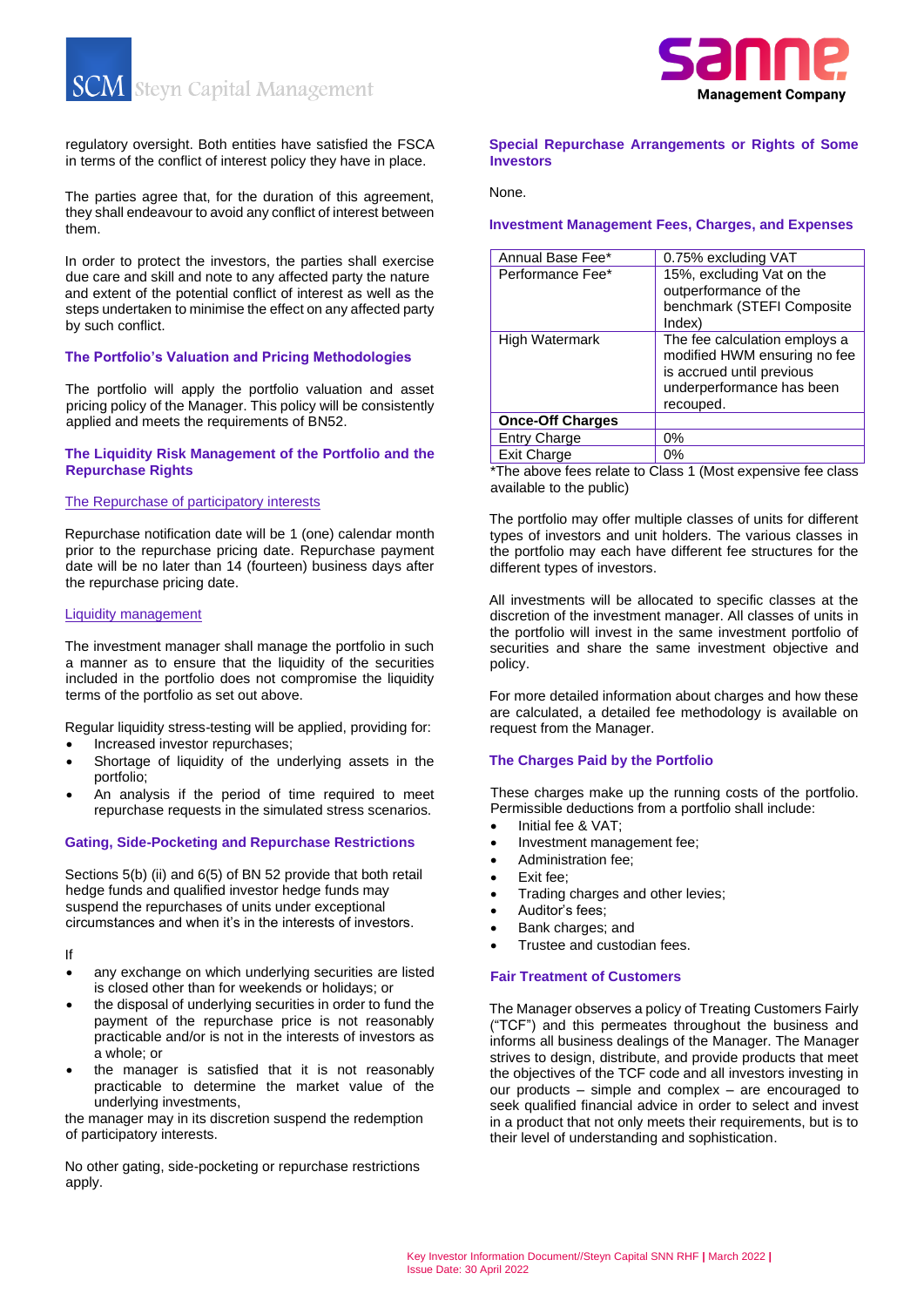regulatory oversight. Both entities have satisfied the FSCA in terms of the conflict of interest policy they have in place.

The parties agree that, for the duration of this agreement, they shall endeavour to avoid any conflict of interest between them.

In order to protect the investors, the parties shall exercise due care and skill and note to any affected party the nature and extent of the potential conflict of interest as well as the steps undertaken to minimise the effect on any affected party by such conflict.

## The Portfolio's Valuation and Pricing Methodologies

The portfolio will apply the portfolio valuation and asset pricing policy of the Manager. This policy will be consistently applied and meets the requirements of BN52.

## The Liquidity Risk Management of the Portfolio and the Repurchase Rights

### The Repurchase of participatory interests

Repurchase notification date will be 1 (one) calendar month prior to the repurchase pricing date. Repurchase payment date will be no later than 14 (fourteen) business days after the repurchase pricing date.

### Liquidity management

The investment manager shall manage the portfolio in such a manner as to ensure that the liquidity of the securities included in the portfolio does not compromise the liquidity terms of the portfolio as set out above.

Regular liquidity stress-testing will be applied, providing for:

- Increased investor repurchases;
- Shortage of liquidity of the underlying assets in the portfolio;
- An analysis if the period of time required to meet repurchase requests in the simulated stress scenarios.

## Gating, Side-Pocketing and Repurchase Restrictions

Sections 5(b) (ii) and 6(5) of BN 52 provide that both retail hedge funds and qualified investor hedge funds may suspend the repurchases of units under exceptional circumstances and when it's in the interests of investors.

If

- any exchange on which underlying securities are listed is closed other than for weekends or holidays; or
- the disposal of underlying securities in order to fund the payment of the repurchase price is not reasonably practicable and/or is not in the interests of investors as a whole; or
- the manager is satisfied that it is not reasonably practicable to determine the market value of the underlying investments,

the manager may in its discretion suspend the redemption of participatory interests.

No other gating, side-pocketing or repurchase restrictions apply.

## Special Repurchase Arrangements or Rights of Some Investors

None.

## Investment Management Fees, Charges, and Expenses

| Annual Base Fee* | 0.75% excluding VAT |
|---|---|
| Performance Fee* | 15%, excluding Vat on the outperformance of the benchmark (STEFI Composite Index) |
| High Watermark | The fee calculation employs a modified HWM ensuring no fee is accrued until previous underperformance has been recouped. |
| **Once-Off Charges** | |
| Entry Charge | 0% |
| Exit Charge | 0% |

*The above fees relate to Class 1 (Most expensive fee class available to the public)

The portfolio may offer multiple classes of units for different types of investors and unit holders. The various classes in the portfolio may each have different fee structures for the different types of investors.

All investments will be allocated to specific classes at the discretion of the investment manager. All classes of units in the portfolio will invest in the same investment portfolio of securities and share the same investment objective and policy.

For more detailed information about charges and how these are calculated, a detailed fee methodology is available on request from the Manager.

## The Charges Paid by the Portfolio

These charges make up the running costs of the portfolio. Permissible deductions from a portfolio shall include:

- Initial fee & VAT;
- Investment management fee;
- Administration fee;
- Exit fee;
- Trading charges and other levies;
- Auditor's fees;
- Bank charges; and
- Trustee and custodian fees.

## Fair Treatment of Customers

The Manager observes a policy of Treating Customers Fairly ("TCF") and this permeates throughout the business and informs all business dealings of the Manager. The Manager strives to design, distribute, and provide products that meet the objectives of the TCF code and all investors investing in our products – simple and complex – are encouraged to seek qualified financial advice in order to select and invest in a product that not only meets their requirements, but is to their level of understanding and sophistication.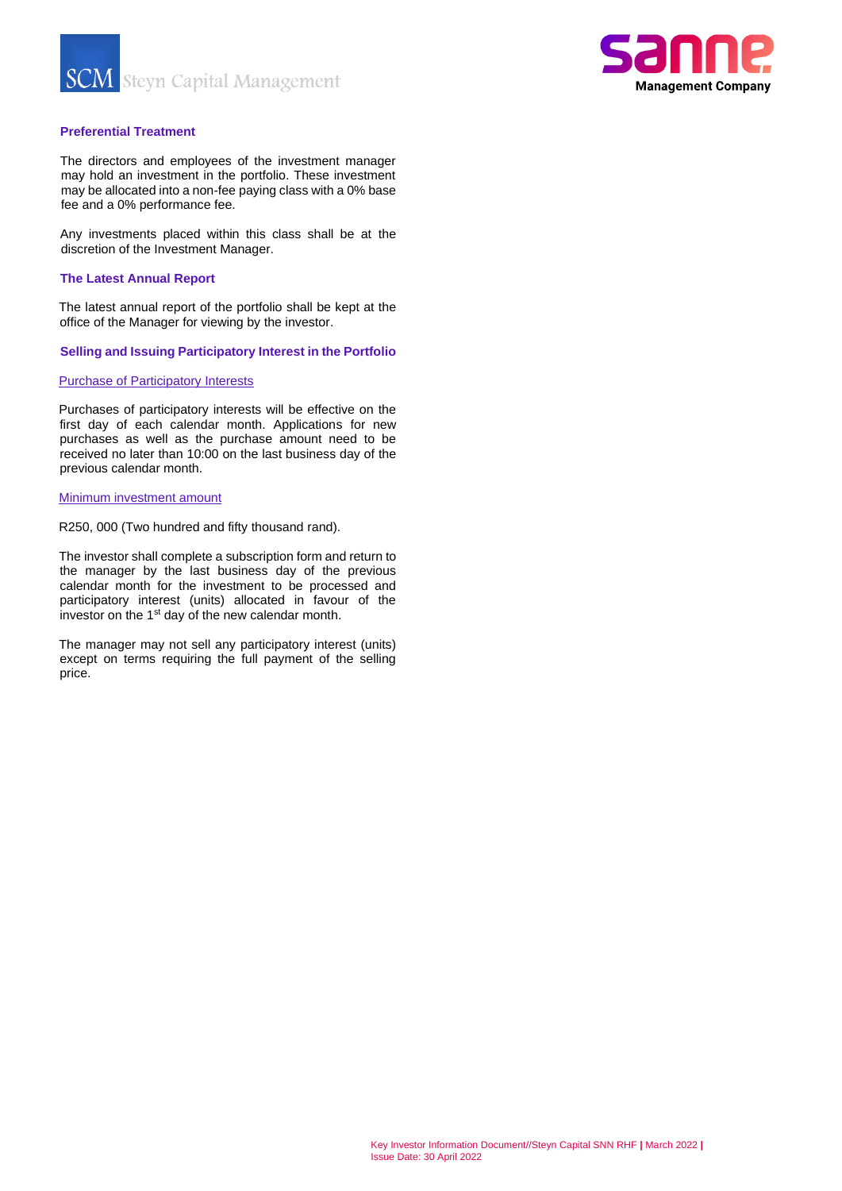## Preferential Treatment

The directors and employees of the investment manager may hold an investment in the portfolio. These investment may be allocated into a non-fee paying class with a 0% base fee and a 0% performance fee.

Any investments placed within this class shall be at the discretion of the Investment Manager.

## The Latest Annual Report

The latest annual report of the portfolio shall be kept at the office of the Manager for viewing by the investor.

## Selling and Issuing Participatory Interest in the Portfolio

### Purchase of Participatory Interests

Purchases of participatory interests will be effective on the first day of each calendar month. Applications for new purchases as well as the purchase amount need to be received no later than 10:00 on the last business day of the previous calendar month.

### Minimum investment amount

R250, 000 (Two hundred and fifty thousand rand).

The investor shall complete a subscription form and return to the manager by the last business day of the previous calendar month for the investment to be processed and participatory interest (units) allocated in favour of the investor on the 1st day of the new calendar month.

The manager may not sell any participatory interest (units) except on terms requiring the full payment of the selling price.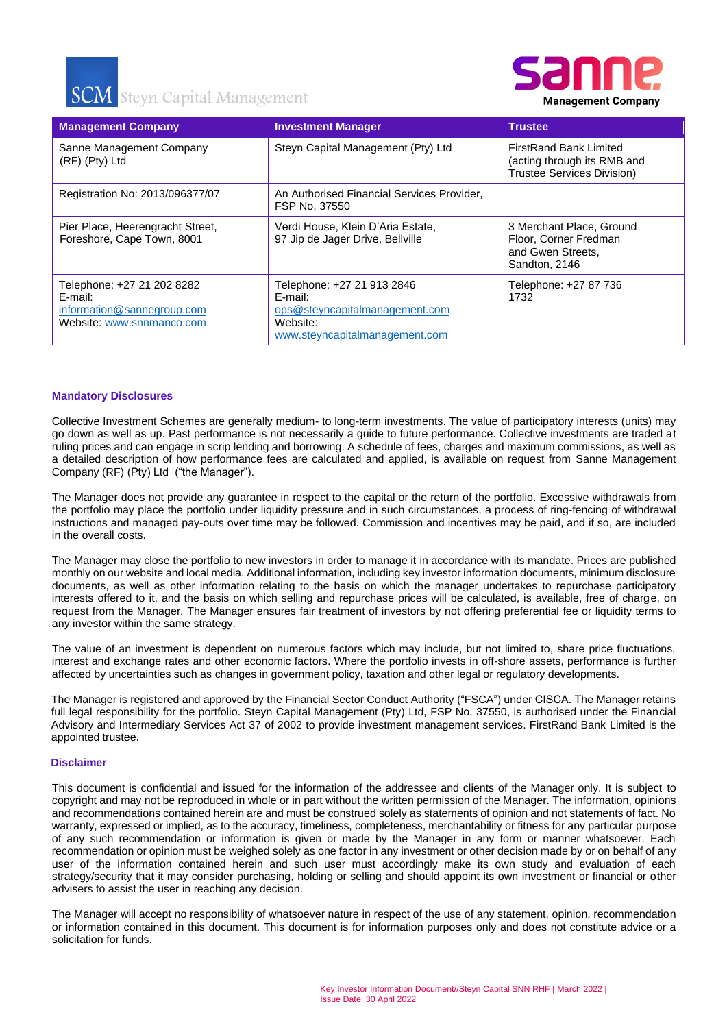SCM Steyn Capital Management

sanne Management Company

| Management Company | Investment Manager | Trustee |
|---|---|---|
| Sanne Management Company (RF) (Pty) Ltd | Steyn Capital Management (Pty) Ltd | FirstRand Bank Limited (acting through its RMB and Trustee Services Division) |
| Registration No: 2013/096377/07 | An Authorised Financial Services Provider, FSP No. 37550 | |
| Pier Place, Heerengracht Street, Foreshore, Cape Town, 8001 | Verdi House, Klein D'Aria Estate, 97 Jip de Jager Drive, Bellville | 3 Merchant Place, Ground Floor, Corner Fredman and Gwen Streets, Sandton, 2146 |
| Telephone: +27 21 202 8282 E-mail: information@sannegroup.com Website: www.snnmanco.com | Telephone: +27 21 913 2846 E-mail: ops@steyncapitalmanagement.com Website: www.steyncapitalmanagement.com | Telephone: +27 87 736 1732 |

## Mandatory Disclosures

Collective Investment Schemes are generally medium- to long-term investments. The value of participatory interests (units) may go down as well as up. Past performance is not necessarily a guide to future performance. Collective investments are traded at ruling prices and can engage in scrip lending and borrowing. A schedule of fees, charges and maximum commissions, as well as a detailed description of how performance fees are calculated and applied, is available on request from Sanne Management Company (RF) (Pty) Ltd ("the Manager").

The Manager does not provide any guarantee in respect to the capital or the return of the portfolio. Excessive withdrawals from the portfolio may place the portfolio under liquidity pressure and in such circumstances, a process of ring-fencing of withdrawal instructions and managed pay-outs over time may be followed. Commission and incentives may be paid, and if so, are included in the overall costs.

The Manager may close the portfolio to new investors in order to manage it in accordance with its mandate. Prices are published monthly on our website and local media. Additional information, including key investor information documents, minimum disclosure documents, as well as other information relating to the basis on which the manager undertakes to repurchase participatory interests offered to it, and the basis on which selling and repurchase prices will be calculated, is available, free of charge, on request from the Manager. The Manager ensures fair treatment of investors by not offering preferential fee or liquidity terms to any investor within the same strategy.

The value of an investment is dependent on numerous factors which may include, but not limited to, share price fluctuations, interest and exchange rates and other economic factors. Where the portfolio invests in off-shore assets, performance is further affected by uncertainties such as changes in government policy, taxation and other legal or regulatory developments.

The Manager is registered and approved by the Financial Sector Conduct Authority ("FSCA") under CISCA. The Manager retains full legal responsibility for the portfolio. Steyn Capital Management (Pty) Ltd, FSP No. 37550, is authorised under the Financial Advisory and Intermediary Services Act 37 of 2002 to provide investment management services. FirstRand Bank Limited is the appointed trustee.

## Disclaimer

This document is confidential and issued for the information of the addressee and clients of the Manager only. It is subject to copyright and may not be reproduced in whole or in part without the written permission of the Manager. The information, opinions and recommendations contained herein are and must be construed solely as statements of opinion and not statements of fact. No warranty, expressed or implied, as to the accuracy, timeliness, completeness, merchantability or fitness for any particular purpose of any such recommendation or information is given or made by the Manager in any form or manner whatsoever. Each recommendation or opinion must be weighed solely as one factor in any investment or other decision made by or on behalf of any user of the information contained herein and such user must accordingly make its own study and evaluation of each strategy/security that it may consider purchasing, holding or selling and should appoint its own investment or financial or other advisers to assist the user in reaching any decision.

The Manager will accept no responsibility of whatsoever nature in respect of the use of any statement, opinion, recommendation or information contained in this document. This document is for information purposes only and does not constitute advice or a solicitation for funds.